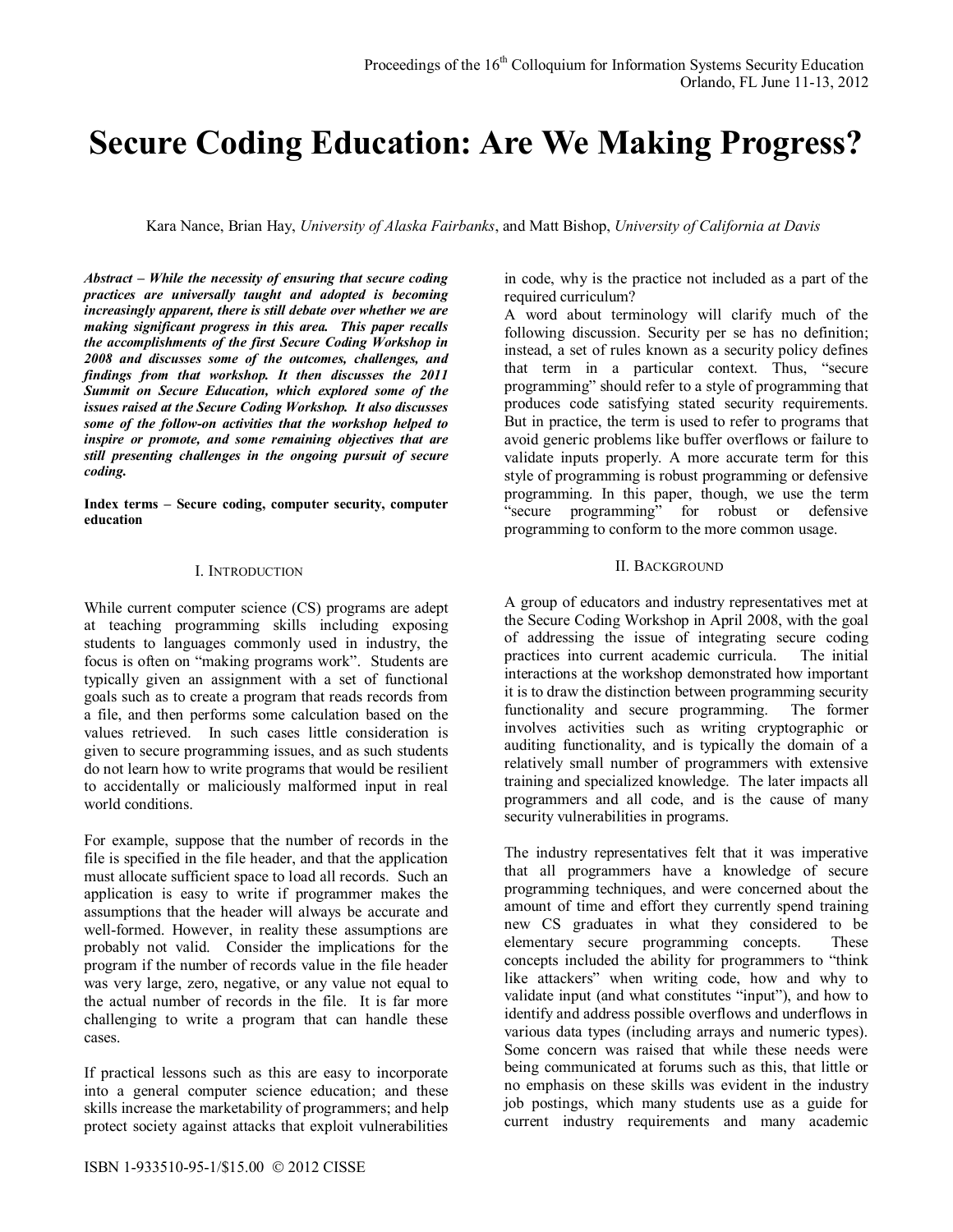# Secure Coding Education: Are We Making Progress?

Kara Nance, Brian Hay, *University of Alaska Fairbanks*, and Matt Bishop, *University of California at Davis*

***Abstract – While the necessity of ensuring that secure coding practices are universally taught and adopted is becoming increasingly apparent, there is still debate over whether we are making significant progress in this area. This paper recalls the accomplishments of the first Secure Coding Workshop in 2008 and discusses some of the outcomes, challenges, and findings from that workshop. It then discusses the 2011 Summit on Secure Education, which explored some of the issues raised at the Secure Coding Workshop. It also discusses some of the follow-on activities that the workshop helped to inspire or promote, and some remaining objectives that are still presenting challenges in the ongoing pursuit of secure coding.***

**Index terms – Secure coding, computer security, computer education**

## I. Introduction

While current computer science (CS) programs are adept at teaching programming skills including exposing students to languages commonly used in industry, the focus is often on "making programs work". Students are typically given an assignment with a set of functional goals such as to create a program that reads records from a file, and then performs some calculation based on the values retrieved. In such cases little consideration is given to secure programming issues, and as such students do not learn how to write programs that would be resilient to accidentally or maliciously malformed input in real world conditions.

For example, suppose that the number of records in the file is specified in the file header, and that the application must allocate sufficient space to load all records. Such an application is easy to write if programmer makes the assumptions that the header will always be accurate and well-formed. However, in reality these assumptions are probably not valid. Consider the implications for the program if the number of records value in the file header was very large, zero, negative, or any value not equal to the actual number of records in the file. It is far more challenging to write a program that can handle these cases.

If practical lessons such as this are easy to incorporate into a general computer science education; and these skills increase the marketability of programmers; and help protect society against attacks that exploit vulnerabilities in code, why is the practice not included as a part of the required curriculum?

A word about terminology will clarify much of the following discussion. Security per se has no definition; instead, a set of rules known as a security policy defines that term in a particular context. Thus, "secure programming" should refer to a style of programming that produces code satisfying stated security requirements. But in practice, the term is used to refer to programs that avoid generic problems like buffer overflows or failure to validate inputs properly. A more accurate term for this style of programming is robust programming or defensive programming. In this paper, though, we use the term "secure programming" for robust or defensive programming to conform to the more common usage.

## II. Background

A group of educators and industry representatives met at the Secure Coding Workshop in April 2008, with the goal of addressing the issue of integrating secure coding practices into current academic curricula. The initial interactions at the workshop demonstrated how important it is to draw the distinction between programming security functionality and secure programming. The former involves activities such as writing cryptographic or auditing functionality, and is typically the domain of a relatively small number of programmers with extensive training and specialized knowledge. The later impacts all programmers and all code, and is the cause of many security vulnerabilities in programs.

The industry representatives felt that it was imperative that all programmers have a knowledge of secure programming techniques, and were concerned about the amount of time and effort they currently spend training new CS graduates in what they considered to be elementary secure programming concepts. These concepts included the ability for programmers to "think like attackers" when writing code, how and why to validate input (and what constitutes "input"), and how to identify and address possible overflows and underflows in various data types (including arrays and numeric types). Some concern was raised that while these needs were being communicated at forums such as this, that little or no emphasis on these skills was evident in the industry job postings, which many students use as a guide for current industry requirements and many academic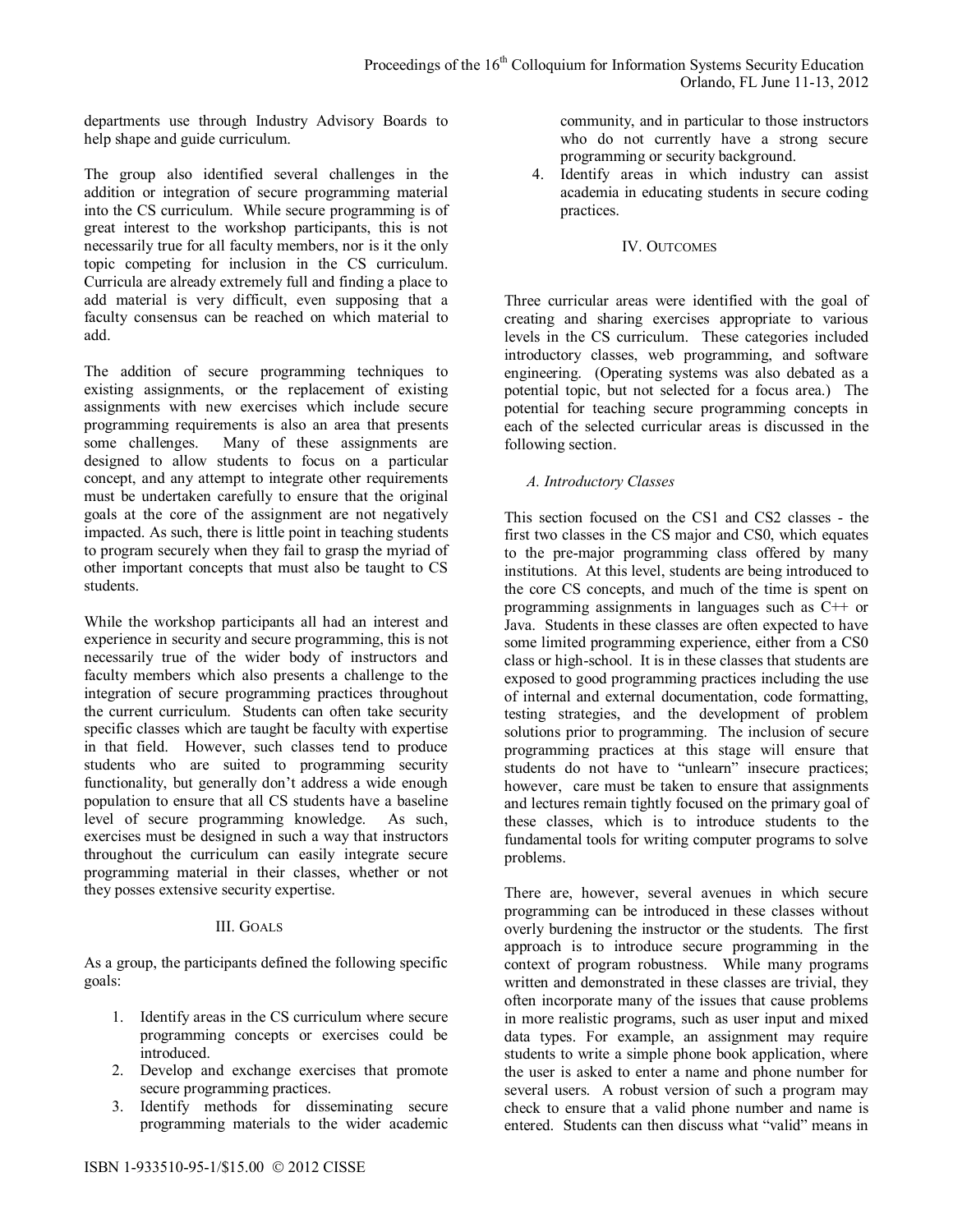departments use through Industry Advisory Boards to help shape and guide curriculum.

The group also identified several challenges in the addition or integration of secure programming material into the CS curriculum. While secure programming is of great interest to the workshop participants, this is not necessarily true for all faculty members, nor is it the only topic competing for inclusion in the CS curriculum. Curricula are already extremely full and finding a place to add material is very difficult, even supposing that a faculty consensus can be reached on which material to add.

The addition of secure programming techniques to existing assignments, or the replacement of existing assignments with new exercises which include secure programming requirements is also an area that presents some challenges. Many of these assignments are designed to allow students to focus on a particular concept, and any attempt to integrate other requirements must be undertaken carefully to ensure that the original goals at the core of the assignment are not negatively impacted. As such, there is little point in teaching students to program securely when they fail to grasp the myriad of other important concepts that must also be taught to CS students.

While the workshop participants all had an interest and experience in security and secure programming, this is not necessarily true of the wider body of instructors and faculty members which also presents a challenge to the integration of secure programming practices throughout the current curriculum. Students can often take security specific classes which are taught be faculty with expertise in that field. However, such classes tend to produce students who are suited to programming security functionality, but generally don't address a wide enough population to ensure that all CS students have a baseline level of secure programming knowledge. As such, exercises must be designed in such a way that instructors throughout the curriculum can easily integrate secure programming material in their classes, whether or not they posses extensive security expertise.

## III. Goals

As a group, the participants defined the following specific goals:

1. Identify areas in the CS curriculum where secure programming concepts or exercises could be introduced.
2. Develop and exchange exercises that promote secure programming practices.
3. Identify methods for disseminating secure programming materials to the wider academic community, and in particular to those instructors who do not currently have a strong secure programming or security background.
4. Identify areas in which industry can assist academia in educating students in secure coding practices.

## IV. Outcomes

Three curricular areas were identified with the goal of creating and sharing exercises appropriate to various levels in the CS curriculum. These categories included introductory classes, web programming, and software engineering. (Operating systems was also debated as a potential topic, but not selected for a focus area.) The potential for teaching secure programming concepts in each of the selected curricular areas is discussed in the following section.

### *A. Introductory Classes*

This section focused on the CS1 and CS2 classes - the first two classes in the CS major and CS0, which equates to the pre-major programming class offered by many institutions. At this level, students are being introduced to the core CS concepts, and much of the time is spent on programming assignments in languages such as C++ or Java. Students in these classes are often expected to have some limited programming experience, either from a CS0 class or high-school. It is in these classes that students are exposed to good programming practices including the use of internal and external documentation, code formatting, testing strategies, and the development of problem solutions prior to programming. The inclusion of secure programming practices at this stage will ensure that students do not have to "unlearn" insecure practices; however, care must be taken to ensure that assignments and lectures remain tightly focused on the primary goal of these classes, which is to introduce students to the fundamental tools for writing computer programs to solve problems.

There are, however, several avenues in which secure programming can be introduced in these classes without overly burdening the instructor or the students. The first approach is to introduce secure programming in the context of program robustness. While many programs written and demonstrated in these classes are trivial, they often incorporate many of the issues that cause problems in more realistic programs, such as user input and mixed data types. For example, an assignment may require students to write a simple phone book application, where the user is asked to enter a name and phone number for several users. A robust version of such a program may check to ensure that a valid phone number and name is entered. Students can then discuss what "valid" means in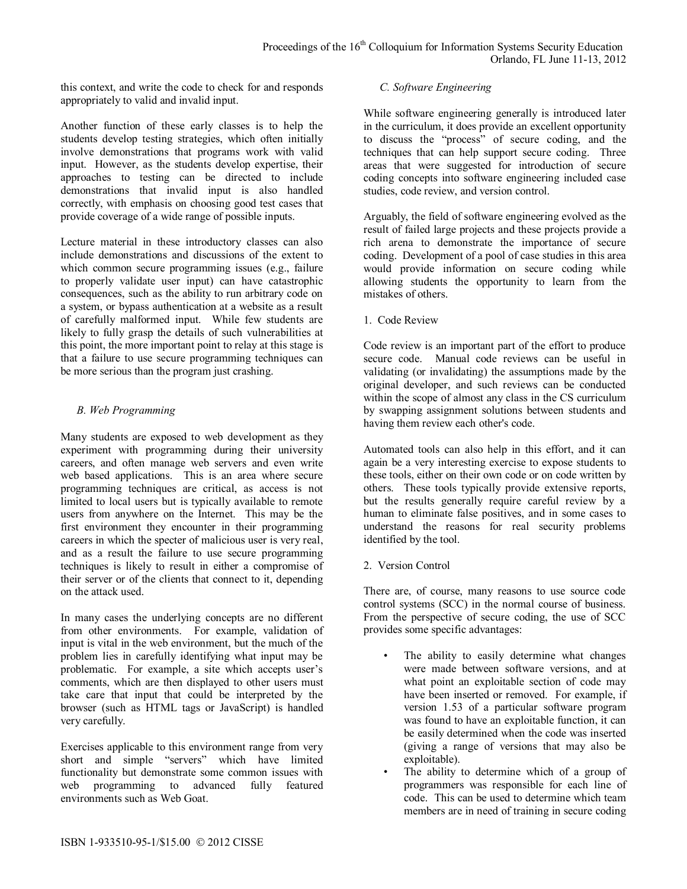this context, and write the code to check for and responds appropriately to valid and invalid input.

Another function of these early classes is to help the students develop testing strategies, which often initially involve demonstrations that programs work with valid input. However, as the students develop expertise, their approaches to testing can be directed to include demonstrations that invalid input is also handled correctly, with emphasis on choosing good test cases that provide coverage of a wide range of possible inputs.

Lecture material in these introductory classes can also include demonstrations and discussions of the extent to which common secure programming issues (e.g., failure to properly validate user input) can have catastrophic consequences, such as the ability to run arbitrary code on a system, or bypass authentication at a website as a result of carefully malformed input. While few students are likely to fully grasp the details of such vulnerabilities at this point, the more important point to relay at this stage is that a failure to use secure programming techniques can be more serious than the program just crashing.

### *B. Web Programming*

Many students are exposed to web development as they experiment with programming during their university careers, and often manage web servers and even write web based applications. This is an area where secure programming techniques are critical, as access is not limited to local users but is typically available to remote users from anywhere on the Internet. This may be the first environment they encounter in their programming careers in which the specter of malicious user is very real, and as a result the failure to use secure programming techniques is likely to result in either a compromise of their server or of the clients that connect to it, depending on the attack used.

In many cases the underlying concepts are no different from other environments. For example, validation of input is vital in the web environment, but the much of the problem lies in carefully identifying what input may be problematic. For example, a site which accepts user's comments, which are then displayed to other users must take care that input that could be interpreted by the browser (such as HTML tags or JavaScript) is handled very carefully.

Exercises applicable to this environment range from very short and simple "servers" which have limited functionality but demonstrate some common issues with web programming to advanced fully featured environments such as Web Goat.

### *C. Software Engineering*

While software engineering generally is introduced later in the curriculum, it does provide an excellent opportunity to discuss the "process" of secure coding, and the techniques that can help support secure coding. Three areas that were suggested for introduction of secure coding concepts into software engineering included case studies, code review, and version control.

Arguably, the field of software engineering evolved as the result of failed large projects and these projects provide a rich arena to demonstrate the importance of secure coding. Development of a pool of case studies in this area would provide information on secure coding while allowing students the opportunity to learn from the mistakes of others.

#### 1. Code Review

Code review is an important part of the effort to produce secure code. Manual code reviews can be useful in validating (or invalidating) the assumptions made by the original developer, and such reviews can be conducted within the scope of almost any class in the CS curriculum by swapping assignment solutions between students and having them review each other's code.

Automated tools can also help in this effort, and it can again be a very interesting exercise to expose students to these tools, either on their own code or on code written by others. These tools typically provide extensive reports, but the results generally require careful review by a human to eliminate false positives, and in some cases to understand the reasons for real security problems identified by the tool.

#### 2. Version Control

There are, of course, many reasons to use source code control systems (SCC) in the normal course of business. From the perspective of secure coding, the use of SCC provides some specific advantages:

- The ability to easily determine what changes were made between software versions, and at what point an exploitable section of code may have been inserted or removed. For example, if version 1.53 of a particular software program was found to have an exploitable function, it can be easily determined when the code was inserted (giving a range of versions that may also be exploitable).
- The ability to determine which of a group of programmers was responsible for each line of code. This can be used to determine which team members are in need of training in secure coding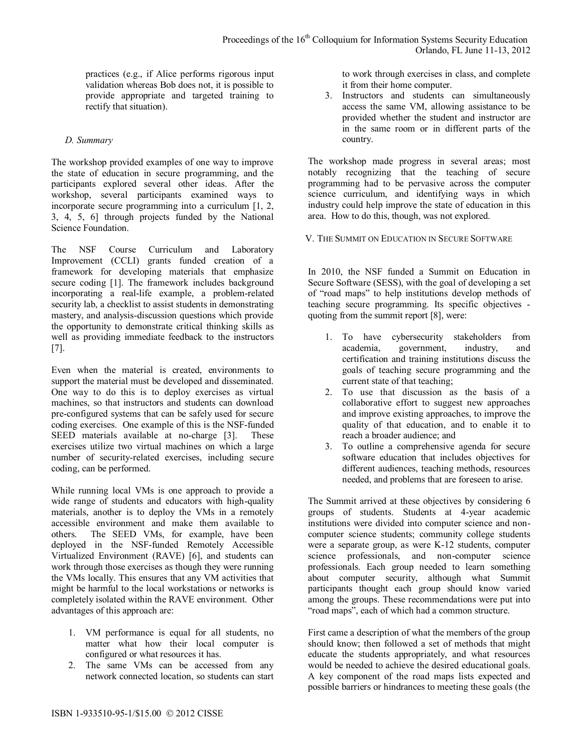practices (e.g., if Alice performs rigorous input validation whereas Bob does not, it is possible to provide appropriate and targeted training to rectify that situation).

### *D. Summary*

The workshop provided examples of one way to improve the state of education in secure programming, and the participants explored several other ideas. After the workshop, several participants examined ways to incorporate secure programming into a curriculum [1, 2, 3, 4, 5, 6] through projects funded by the National Science Foundation.

The NSF Course Curriculum and Laboratory Improvement (CCLI) grants funded creation of a framework for developing materials that emphasize secure coding [1]. The framework includes background incorporating a real-life example, a problem-related security lab, a checklist to assist students in demonstrating mastery, and analysis-discussion questions which provide the opportunity to demonstrate critical thinking skills as well as providing immediate feedback to the instructors [7].

Even when the material is created, environments to support the material must be developed and disseminated. One way to do this is to deploy exercises as virtual machines, so that instructors and students can download pre-configured systems that can be safely used for secure coding exercises. One example of this is the NSF-funded SEED materials available at no-charge [3]. These exercises utilize two virtual machines on which a large number of security-related exercises, including secure coding, can be performed.

While running local VMs is one approach to provide a wide range of students and educators with high-quality materials, another is to deploy the VMs in a remotely accessible environment and make them available to others. The SEED VMs, for example, have been deployed in the NSF-funded Remotely Accessible Virtualized Environment (RAVE) [6], and students can work through those exercises as though they were running the VMs locally. This ensures that any VM activities that might be harmful to the local workstations or networks is completely isolated within the RAVE environment. Other advantages of this approach are:

1. VM performance is equal for all students, no matter what how their local computer is configured or what resources it has.
2. The same VMs can be accessed from any network connected location, so students can start to work through exercises in class, and complete it from their home computer.
3. Instructors and students can simultaneously access the same VM, allowing assistance to be provided whether the student and instructor are in the same room or in different parts of the country.

The workshop made progress in several areas; most notably recognizing that the teaching of secure programming had to be pervasive across the computer science curriculum, and identifying ways in which industry could help improve the state of education in this area. How to do this, though, was not explored.

## V. The Summit on Education in Secure Software

In 2010, the NSF funded a Summit on Education in Secure Software (SESS), with the goal of developing a set of "road maps" to help institutions develop methods of teaching secure programming. Its specific objectives - quoting from the summit report [8], were:

1. To have cybersecurity stakeholders from academia, government, industry, and certification and training institutions discuss the goals of teaching secure programming and the current state of that teaching;
2. To use that discussion as the basis of a collaborative effort to suggest new approaches and improve existing approaches, to improve the quality of that education, and to enable it to reach a broader audience; and
3. To outline a comprehensive agenda for secure software education that includes objectives for different audiences, teaching methods, resources needed, and problems that are foreseen to arise.

The Summit arrived at these objectives by considering 6 groups of students. Students at 4-year academic institutions were divided into computer science and non-computer science students; community college students were a separate group, as were K-12 students, computer science professionals, and non-computer science professionals. Each group needed to learn something about computer security, although what Summit participants thought each group should know varied among the groups. These recommendations were put into "road maps", each of which had a common structure.

First came a description of what the members of the group should know; then followed a set of methods that might educate the students appropriately, and what resources would be needed to achieve the desired educational goals. A key component of the road maps lists expected and possible barriers or hindrances to meeting these goals (the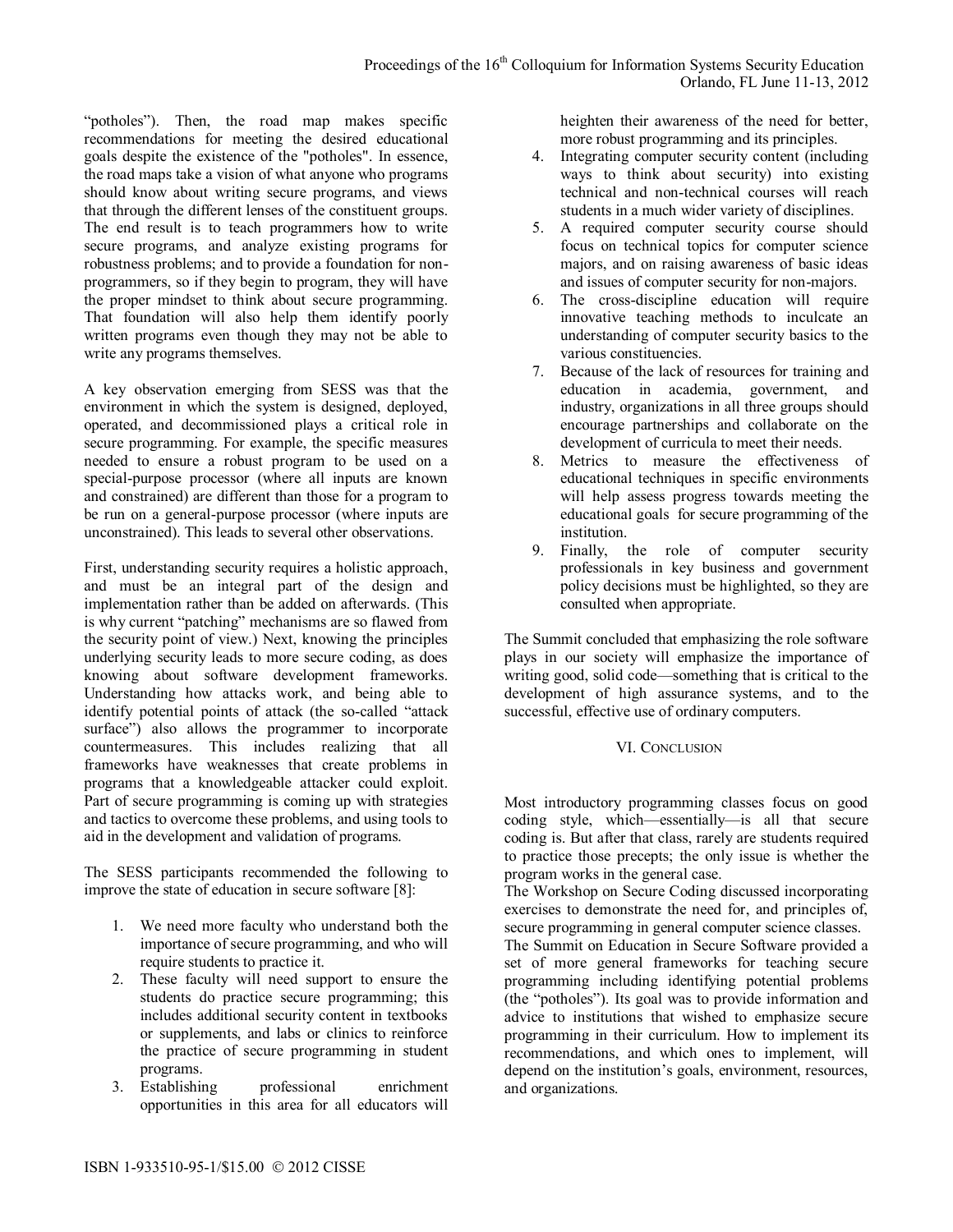"potholes"). Then, the road map makes specific recommendations for meeting the desired educational goals despite the existence of the "potholes". In essence, the road maps take a vision of what anyone who programs should know about writing secure programs, and views that through the different lenses of the constituent groups. The end result is to teach programmers how to write secure programs, and analyze existing programs for robustness problems; and to provide a foundation for non-programmers, so if they begin to program, they will have the proper mindset to think about secure programming. That foundation will also help them identify poorly written programs even though they may not be able to write any programs themselves.

A key observation emerging from SESS was that the environment in which the system is designed, deployed, operated, and decommissioned plays a critical role in secure programming. For example, the specific measures needed to ensure a robust program to be used on a special-purpose processor (where all inputs are known and constrained) are different than those for a program to be run on a general-purpose processor (where inputs are unconstrained). This leads to several other observations.

First, understanding security requires a holistic approach, and must be an integral part of the design and implementation rather than be added on afterwards. (This is why current "patching" mechanisms are so flawed from the security point of view.) Next, knowing the principles underlying security leads to more secure coding, as does knowing about software development frameworks. Understanding how attacks work, and being able to identify potential points of attack (the so-called "attack surface") also allows the programmer to incorporate countermeasures. This includes realizing that all frameworks have weaknesses that create problems in programs that a knowledgeable attacker could exploit. Part of secure programming is coming up with strategies and tactics to overcome these problems, and using tools to aid in the development and validation of programs.

The SESS participants recommended the following to improve the state of education in secure software [8]:

1. We need more faculty who understand both the importance of secure programming, and who will require students to practice it.
2. These faculty will need support to ensure the students do practice secure programming; this includes additional security content in textbooks or supplements, and labs or clinics to reinforce the practice of secure programming in student programs.
3. Establishing professional enrichment opportunities in this area for all educators will heighten their awareness of the need for better, more robust programming and its principles.
4. Integrating computer security content (including ways to think about security) into existing technical and non-technical courses will reach students in a much wider variety of disciplines.
5. A required computer security course should focus on technical topics for computer science majors, and on raising awareness of basic ideas and issues of computer security for non-majors.
6. The cross-discipline education will require innovative teaching methods to inculcate an understanding of computer security basics to the various constituencies.
7. Because of the lack of resources for training and education in academia, government, and industry, organizations in all three groups should encourage partnerships and collaborate on the development of curricula to meet their needs.
8. Metrics to measure the effectiveness of educational techniques in specific environments will help assess progress towards meeting the educational goals for secure programming of the institution.
9. Finally, the role of computer security professionals in key business and government policy decisions must be highlighted, so they are consulted when appropriate.

The Summit concluded that emphasizing the role software plays in our society will emphasize the importance of writing good, solid code—something that is critical to the development of high assurance systems, and to the successful, effective use of ordinary computers.

## VI. Conclusion

Most introductory programming classes focus on good coding style, which—essentially—is all that secure coding is. But after that class, rarely are students required to practice those precepts; the only issue is whether the program works in the general case.

The Workshop on Secure Coding discussed incorporating exercises to demonstrate the need for, and principles of, secure programming in general computer science classes.

The Summit on Education in Secure Software provided a set of more general frameworks for teaching secure programming including identifying potential problems (the "potholes"). Its goal was to provide information and advice to institutions that wished to emphasize secure programming in their curriculum. How to implement its recommendations, and which ones to implement, will depend on the institution's goals, environment, resources, and organizations.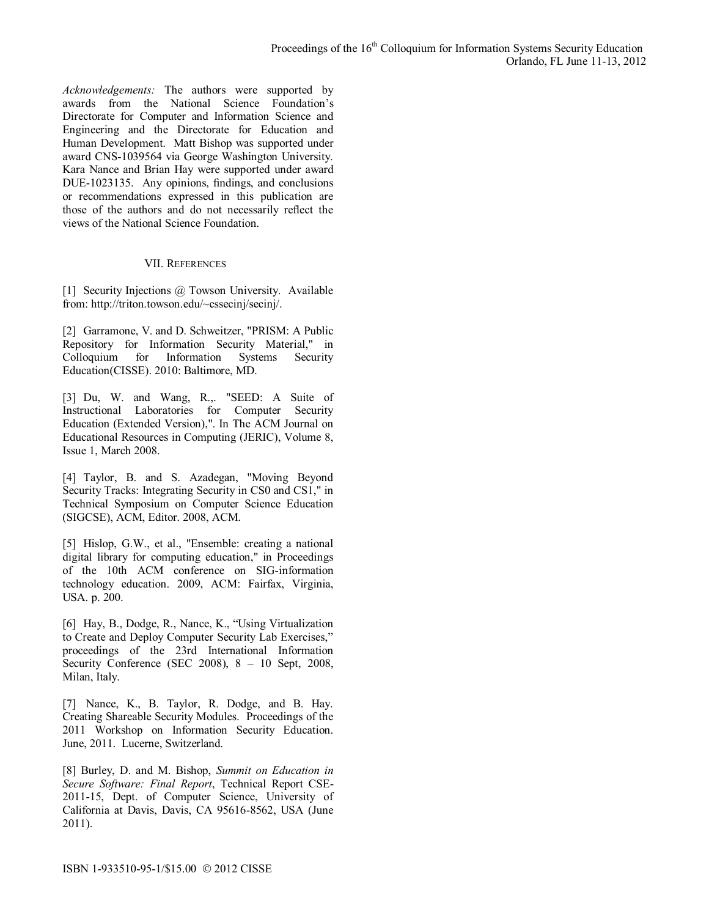*Acknowledgements:* The authors were supported by awards from the National Science Foundation's Directorate for Computer and Information Science and Engineering and the Directorate for Education and Human Development. Matt Bishop was supported under award CNS-1039564 via George Washington University. Kara Nance and Brian Hay were supported under award DUE-1023135. Any opinions, findings, and conclusions or recommendations expressed in this publication are those of the authors and do not necessarily reflect the views of the National Science Foundation.

## VII. References

[1] Security Injections @ Towson University. Available from: http://triton.towson.edu/~cssecinj/secinj/.

[2] Garramone, V. and D. Schweitzer, "PRISM: A Public Repository for Information Security Material," in Colloquium for Information Systems Security Education(CISSE). 2010: Baltimore, MD.

[3] Du, W. and Wang, R.,. "SEED: A Suite of Instructional Laboratories for Computer Security Education (Extended Version),". In The ACM Journal on Educational Resources in Computing (JERIC), Volume 8, Issue 1, March 2008.

[4] Taylor, B. and S. Azadegan, "Moving Beyond Security Tracks: Integrating Security in CS0 and CS1," in Technical Symposium on Computer Science Education (SIGCSE), ACM, Editor. 2008, ACM.

[5] Hislop, G.W., et al., "Ensemble: creating a national digital library for computing education," in Proceedings of the 10th ACM conference on SIG-information technology education. 2009, ACM: Fairfax, Virginia, USA. p. 200.

[6] Hay, B., Dodge, R., Nance, K., "Using Virtualization to Create and Deploy Computer Security Lab Exercises," proceedings of the 23rd International Information Security Conference (SEC 2008), 8 – 10 Sept, 2008, Milan, Italy.

[7] Nance, K., B. Taylor, R. Dodge, and B. Hay. Creating Shareable Security Modules. Proceedings of the 2011 Workshop on Information Security Education. June, 2011. Lucerne, Switzerland.

[8] Burley, D. and M. Bishop, *Summit on Education in Secure Software: Final Report*, Technical Report CSE-2011-15, Dept. of Computer Science, University of California at Davis, Davis, CA 95616-8562, USA (June 2011).